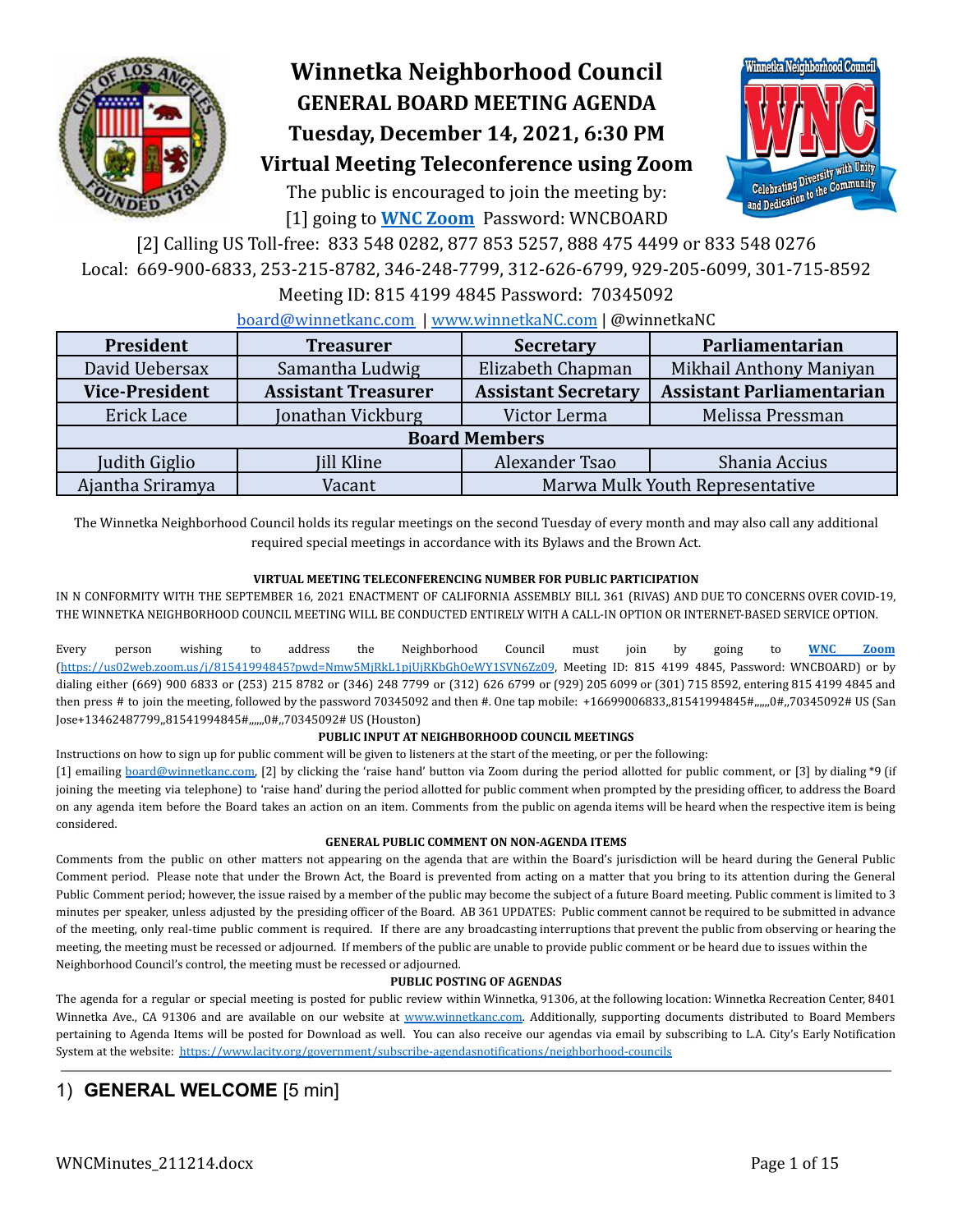# Winnetka Neighborhood Council

## GENERAL BOARD MEETING AGENDA

## Tuesday, December 14, 2021, 6:30 PM

## Virtual Meeting Teleconference using Zoom

The public is encouraged to join the meeting by:

[1] going to **WNC Zoom** Password: WNCBOARD

[2] Calling US Toll-free: 833 548 0282, 877 853 5257, 888 475 4499 or 833 548 0276

Local: 669-900-6833, 253-215-8782, 346-248-7799, 312-626-6799, 929-205-6099, 301-715-8592

Meeting ID: 815 4199 4845 Password: 70345092

board@winnetkanc.com | www.winnetkaNC.com | @winnetkaNC

| President | Treasurer | Secretary | Parliamentarian |
|---|---|---|---|
| David Uebersax | Samantha Ludwig | Elizabeth Chapman | Mikhail Anthony Maniyan |
| **Vice-President** | **Assistant Treasurer** | **Assistant Secretary** | **Assistant Parliamentarian** |
| Erick Lace | Jonathan Vickburg | Victor Lerma | Melissa Pressman |
| **Board Members** | | | |
| Judith Giglio | Jill Kline | Alexander Tsao | Shania Accius |
| Ajantha Sriramya | Vacant | Marwa Mulk Youth Representative | |

The Winnetka Neighborhood Council holds its regular meetings on the second Tuesday of every month and may also call any additional required special meetings in accordance with its Bylaws and the Brown Act.

**VIRTUAL MEETING TELECONFERENCING NUMBER FOR PUBLIC PARTICIPATION**

IN N CONFORMITY WITH THE SEPTEMBER 16, 2021 ENACTMENT OF CALIFORNIA ASSEMBLY BILL 361 (RIVAS) AND DUE TO CONCERNS OVER COVID-19, THE WINNETKA NEIGHBORHOOD COUNCIL MEETING WILL BE CONDUCTED ENTIRELY WITH A CALL-IN OPTION OR INTERNET-BASED SERVICE OPTION.

Every person wishing to address the Neighborhood Council must join by going to **WNC Zoom** (https://us02web.zoom.us/j/81541994845?pwd=Nmw5MjRkL1pjUjRKbGhOeWY1SVN6Zz09, Meeting ID: 815 4199 4845, Password: WNCBOARD) or by dialing either (669) 900 6833 or (253) 215 8782 or (346) 248 7799 or (312) 626 6799 or (929) 205 6099 or (301) 715 8592, entering 815 4199 4845 and then press # to join the meeting, followed by the password 70345092 and then #. One tap mobile: +16699006833,,81541994845#,,,,,,0#,,70345092# US (San Jose+13462487799,,81541994845#,,,,,,0#,,70345092# US (Houston)

**PUBLIC INPUT AT NEIGHBORHOOD COUNCIL MEETINGS**

Instructions on how to sign up for public comment will be given to listeners at the start of the meeting, or per the following:

[1] emailing board@winnetkanc.com, [2] by clicking the 'raise hand' button via Zoom during the period allotted for public comment, or [3] by dialing *9 (if joining the meeting via telephone) to 'raise hand' during the period allotted for public comment when prompted by the presiding officer, to address the Board on any agenda item before the Board takes an action on an item. Comments from the public on agenda items will be heard when the respective item is being considered.

**GENERAL PUBLIC COMMENT ON NON-AGENDA ITEMS**

Comments from the public on other matters not appearing on the agenda that are within the Board's jurisdiction will be heard during the General Public Comment period. Please note that under the Brown Act, the Board is prevented from acting on a matter that you bring to its attention during the General Public Comment period; however, the issue raised by a member of the public may become the subject of a future Board meeting. Public comment is limited to 3 minutes per speaker, unless adjusted by the presiding officer of the Board. AB 361 UPDATES: Public comment cannot be required to be submitted in advance of the meeting, only real-time public comment is required. If there are any broadcasting interruptions that prevent the public from observing or hearing the meeting, the meeting must be recessed or adjourned. If members of the public are unable to provide public comment or be heard due to issues within the Neighborhood Council's control, the meeting must be recessed or adjourned.

**PUBLIC POSTING OF AGENDAS**

The agenda for a regular or special meeting is posted for public review within Winnetka, 91306, at the following location: Winnetka Recreation Center, 8401 Winnetka Ave., CA 91306 and are available on our website at www.winnetkanc.com. Additionally, supporting documents distributed to Board Members pertaining to Agenda Items will be posted for Download as well. You can also receive our agendas via email by subscribing to L.A. City's Early Notification System at the website: https://www.lacity.org/government/subscribe-agendasnotifications/neighborhood-councils

## 1) **GENERAL WELCOME** [5 min]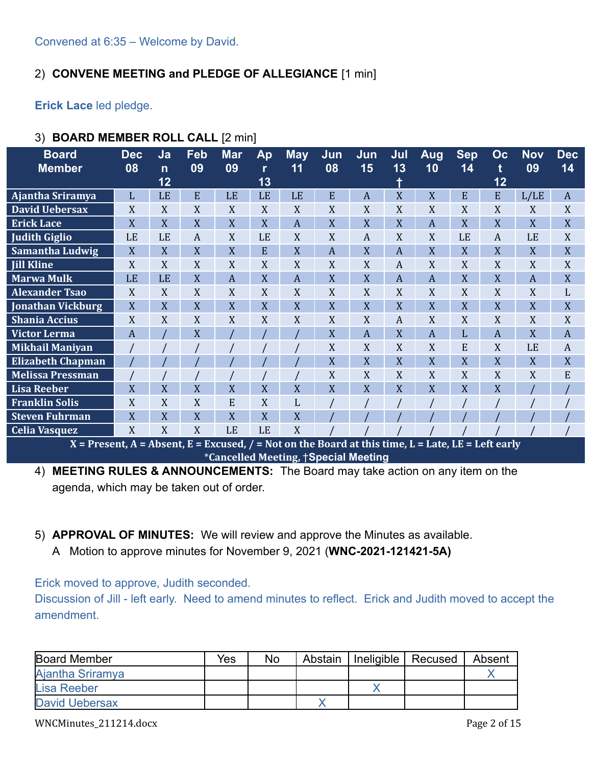Convened at 6:35 – Welcome by David.

2) **CONVENE MEETING and PLEDGE OF ALLEGIANCE** [1 min]

**Erick Lace** led pledge.

3) **BOARD MEMBER ROLL CALL** [2 min]

| Board Member | Dec 08 | Jan 12 | Feb 09 | Mar 09 | Apr 13 | May 11 | Jun 08 | Jun 15 | Jul 13 † | Aug 10 | Sep 14 | Oct 12 | Nov 09 | Dec 14 |
|---|---|---|---|---|---|---|---|---|---|---|---|---|---|---|
| Ajantha Sriramya | L | LE | E | LE | LE | LE | E | A | X | X | E | E | L/LE | A |
| David Uebersax | X | X | X | X | X | X | X | X | X | X | X | X | X | X |
| Erick Lace | X | X | X | X | X | A | X | X | X | A | X | X | X | X |
| Judith Giglio | LE | LE | A | X | LE | X | X | A | X | X | LE | A | LE | X |
| Samantha Ludwig | X | X | X | X | E | X | A | X | A | X | X | X | X | X |
| Jill Kline | X | X | X | X | X | X | X | X | A | X | X | X | X | X |
| Marwa Mulk | LE | LE | X | A | X | A | X | X | A | A | X | X | A | X |
| Alexander Tsao | X | X | X | X | X | X | X | X | X | X | X | X | X | L |
| Jonathan Vickburg | X | X | X | X | X | X | X | X | X | X | X | X | X | X |
| Shania Accius | X | X | X | X | X | X | X | X | A | X | X | X | X | X |
| Victor Lerma | A | / | X | / | / | / | X | A | X | A | L | A | X | A |
| Mikhail Maniyan | / | / | / | / | / | / | X | X | X | X | E | X | LE | A |
| Elizabeth Chapman | / | / | / | / | / | / | X | X | X | X | X | X | X | X |
| Melissa Pressman | / | / | / | / | / | / | X | X | X | X | X | X | X | E |
| Lisa Reeber | X | X | X | X | X | X | X | X | X | X | X | X | / | / |
| Franklin Solis | X | X | X | E | X | L | / | / | / | / | / | / | / | / |
| Steven Fuhrman | X | X | X | X | X | X | / | / | / | / | / | / | / | / |
| Celia Vasquez | X | X | X | LE | LE | X | / | / | / | / | / | / | / | / |

X = Present, A = Absent, E = Excused, / = Not on the Board at this time, L = Late, LE = Left early
*Cancelled Meeting, †Special Meeting

4) **MEETING RULES & ANNOUNCEMENTS:** The Board may take action on any item on the agenda, which may be taken out of order.

5) **APPROVAL OF MINUTES:** We will review and approve the Minutes as available.
A Motion to approve minutes for November 9, 2021 (**WNC-2021-121421-5A)**

Erick moved to approve, Judith seconded.
Discussion of Jill - left early. Need to amend minutes to reflect. Erick and Judith moved to accept the amendment.

| Board Member | Yes | No | Abstain | Ineligible | Recused | Absent |
|---|---|---|---|---|---|---|
| Ajantha Sriramya | | | | | | X |
| Lisa Reeber | | | | X | | |
| David Uebersax | | | X | | | |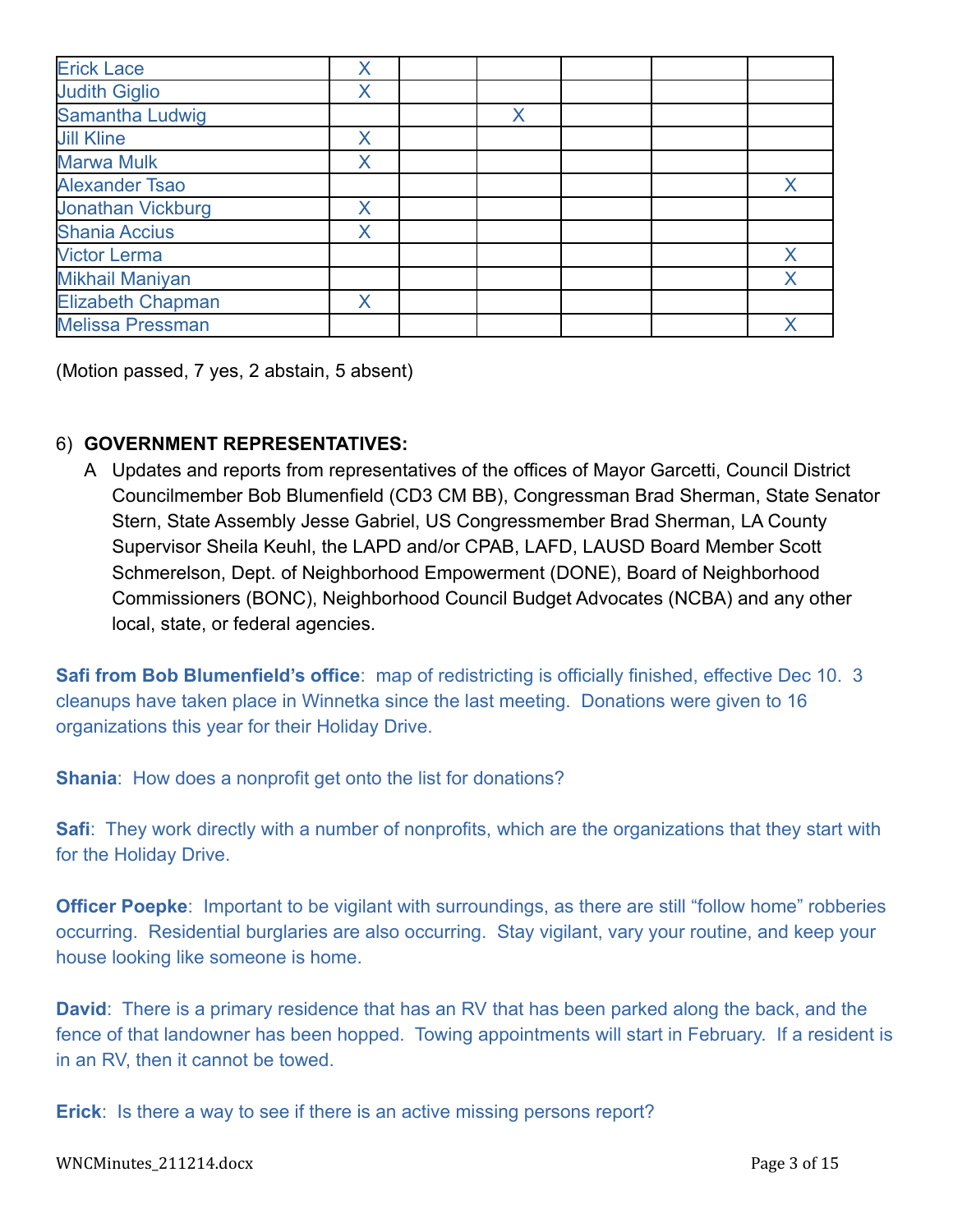| | | | | | | |
|---|---|---|---|---|---|---|
| Erick Lace | X | | | | | |
| Judith Giglio | X | | | | | |
| Samantha Ludwig | | | X | | | |
| Jill Kline | X | | | | | |
| Marwa Mulk | X | | | | | |
| Alexander Tsao | | | | | | X |
| Jonathan Vickburg | X | | | | | |
| Shania Accius | X | | | | | |
| Victor Lerma | | | | | | X |
| Mikhail Maniyan | | | | | | X |
| Elizabeth Chapman | X | | | | | |
| Melissa Pressman | | | | | | X |

(Motion passed, 7 yes, 2 abstain, 5 absent)

6) **GOVERNMENT REPRESENTATIVES:**

A Updates and reports from representatives of the offices of Mayor Garcetti, Council District Councilmember Bob Blumenfield (CD3 CM BB), Congressman Brad Sherman, State Senator Stern, State Assembly Jesse Gabriel, US Congressmember Brad Sherman, LA County Supervisor Sheila Keuhl, the LAPD and/or CPAB, LAFD, LAUSD Board Member Scott Schmerelson, Dept. of Neighborhood Empowerment (DONE), Board of Neighborhood Commissioners (BONC), Neighborhood Council Budget Advocates (NCBA) and any other local, state, or federal agencies.

**Safi from Bob Blumenfield's office**: map of redistricting is officially finished, effective Dec 10. 3 cleanups have taken place in Winnetka since the last meeting. Donations were given to 16 organizations this year for their Holiday Drive.

**Shania**: How does a nonprofit get onto the list for donations?

**Safi**: They work directly with a number of nonprofits, which are the organizations that they start with for the Holiday Drive.

**Officer Poepke**: Important to be vigilant with surroundings, as there are still "follow home" robberies occurring. Residential burglaries are also occurring. Stay vigilant, vary your routine, and keep your house looking like someone is home.

**David**: There is a primary residence that has an RV that has been parked along the back, and the fence of that landowner has been hopped. Towing appointments will start in February. If a resident is in an RV, then it cannot be towed.

**Erick**: Is there a way to see if there is an active missing persons report?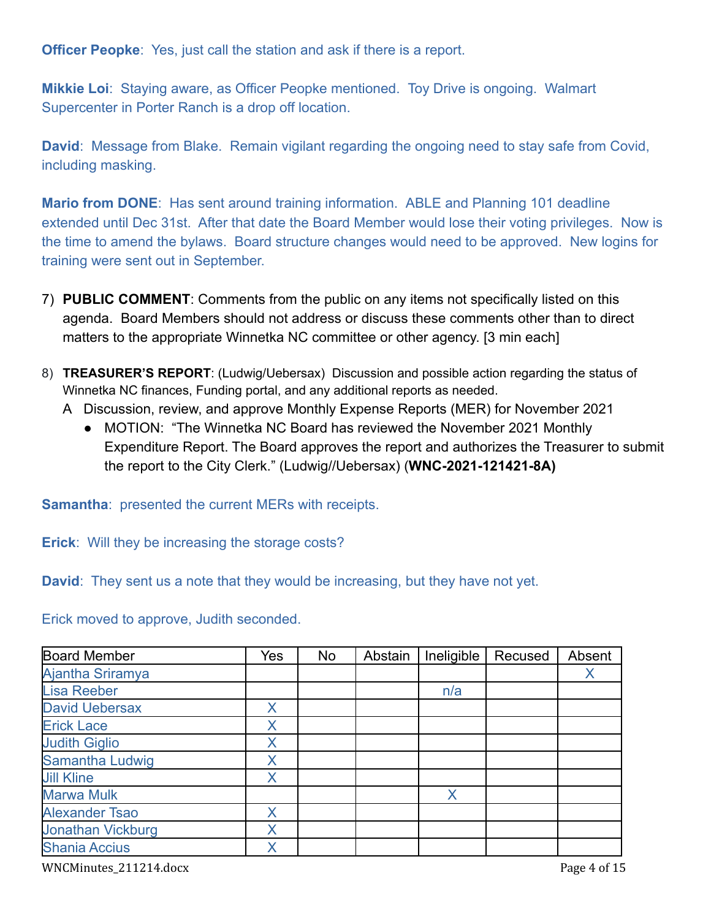**Officer Peopke**: Yes, just call the station and ask if there is a report.

**Mikkie Loi**: Staying aware, as Officer Peopke mentioned. Toy Drive is ongoing. Walmart Supercenter in Porter Ranch is a drop off location.

**David**: Message from Blake. Remain vigilant regarding the ongoing need to stay safe from Covid, including masking.

**Mario from DONE**: Has sent around training information. ABLE and Planning 101 deadline extended until Dec 31st. After that date the Board Member would lose their voting privileges. Now is the time to amend the bylaws. Board structure changes would need to be approved. New logins for training were sent out in September.

7) **PUBLIC COMMENT**: Comments from the public on any items not specifically listed on this agenda. Board Members should not address or discuss these comments other than to direct matters to the appropriate Winnetka NC committee or other agency. [3 min each]

8) **TREASURER'S REPORT**: (Ludwig/Uebersax) Discussion and possible action regarding the status of Winnetka NC finances, Funding portal, and any additional reports as needed.
   A Discussion, review, and approve Monthly Expense Reports (MER) for November 2021
   - MOTION: "The Winnetka NC Board has reviewed the November 2021 Monthly Expenditure Report. The Board approves the report and authorizes the Treasurer to submit the report to the City Clerk." (Ludwig//Uebersax) (**WNC-2021-121421-8A)**

**Samantha**: presented the current MERs with receipts.

**Erick**: Will they be increasing the storage costs?

**David**: They sent us a note that they would be increasing, but they have not yet.

Erick moved to approve, Judith seconded.

| Board Member | Yes | No | Abstain | Ineligible | Recused | Absent |
|---|---|---|---|---|---|---|
| Ajantha Sriramya | | | | | | X |
| Lisa Reeber | | | | n/a | | |
| David Uebersax | X | | | | | |
| Erick Lace | X | | | | | |
| Judith Giglio | X | | | | | |
| Samantha Ludwig | X | | | | | |
| Jill Kline | X | | | | | |
| Marwa Mulk | | | | X | | |
| Alexander Tsao | X | | | | | |
| Jonathan Vickburg | X | | | | | |
| Shania Accius | X | | | | | |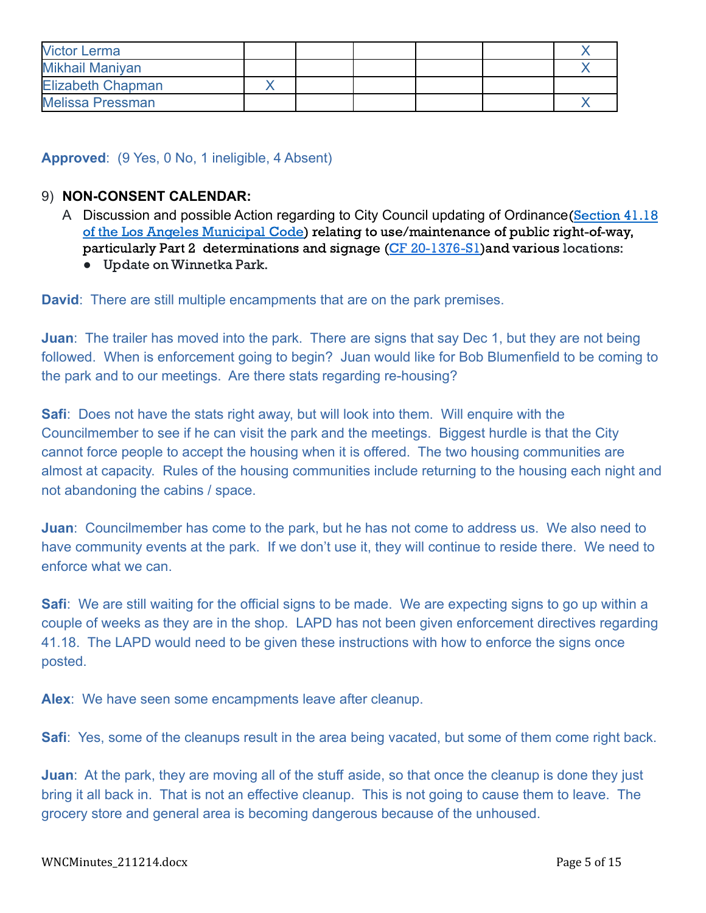| Victor Lerma | | | | | | X |
|---|---|---|---|---|---|---|
| Mikhail Maniyan | | | | | | X |
| Elizabeth Chapman | X | | | | | |
| Melissa Pressman | | | | | | X |

**Approved**: (9 Yes, 0 No, 1 ineligible, 4 Absent)

9) **NON-CONSENT CALENDAR:**

A Discussion and possible Action regarding to City Council updating of Ordinance(Section 41.18 of the Los Angeles Municipal Code) relating to use/maintenance of public right-of-way, particularly Part 2 determinations and signage (CF 20-1376-S1)and various locations:

- Update on Winnetka Park.

**David**: There are still multiple encampments that are on the park premises.

**Juan**: The trailer has moved into the park. There are signs that say Dec 1, but they are not being followed. When is enforcement going to begin? Juan would like for Bob Blumenfield to be coming to the park and to our meetings. Are there stats regarding re-housing?

**Safi**: Does not have the stats right away, but will look into them. Will enquire with the Councilmember to see if he can visit the park and the meetings. Biggest hurdle is that the City cannot force people to accept the housing when it is offered. The two housing communities are almost at capacity. Rules of the housing communities include returning to the housing each night and not abandoning the cabins / space.

**Juan**: Councilmember has come to the park, but he has not come to address us. We also need to have community events at the park. If we don't use it, they will continue to reside there. We need to enforce what we can.

**Safi**: We are still waiting for the official signs to be made. We are expecting signs to go up within a couple of weeks as they are in the shop. LAPD has not been given enforcement directives regarding 41.18. The LAPD would need to be given these instructions with how to enforce the signs once posted.

**Alex**: We have seen some encampments leave after cleanup.

**Safi**: Yes, some of the cleanups result in the area being vacated, but some of them come right back.

**Juan**: At the park, they are moving all of the stuff aside, so that once the cleanup is done they just bring it all back in. That is not an effective cleanup. This is not going to cause them to leave. The grocery store and general area is becoming dangerous because of the unhoused.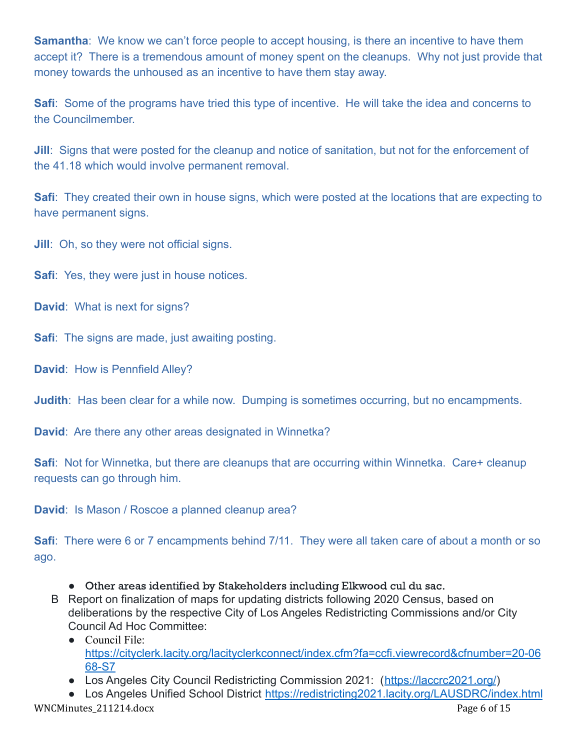**Samantha**: We know we can't force people to accept housing, is there an incentive to have them accept it? There is a tremendous amount of money spent on the cleanups. Why not just provide that money towards the unhoused as an incentive to have them stay away.

**Safi**: Some of the programs have tried this type of incentive. He will take the idea and concerns to the Councilmember.

**Jill**: Signs that were posted for the cleanup and notice of sanitation, but not for the enforcement of the 41.18 which would involve permanent removal.

**Safi**: They created their own in house signs, which were posted at the locations that are expecting to have permanent signs.

**Jill**: Oh, so they were not official signs.

**Safi**: Yes, they were just in house notices.

**David**: What is next for signs?

**Safi**: The signs are made, just awaiting posting.

**David**: How is Pennfield Alley?

**Judith**: Has been clear for a while now. Dumping is sometimes occurring, but no encampments.

**David**: Are there any other areas designated in Winnetka?

**Safi**: Not for Winnetka, but there are cleanups that are occurring within Winnetka. Care+ cleanup requests can go through him.

**David**: Is Mason / Roscoe a planned cleanup area?

**Safi**: There were 6 or 7 encampments behind 7/11. They were all taken care of about a month or so ago.

- Other areas identified by Stakeholders including Elkwood cul du sac.

B Report on finalization of maps for updating districts following 2020 Census, based on deliberations by the respective City of Los Angeles Redistricting Commissions and/or City Council Ad Hoc Committee:

- Council File: https://cityclerk.lacity.org/lacityclerkconnect/index.cfm?fa=ccfi.viewrecord&cfnumber=20-0668-S7
- Los Angeles City Council Redistricting Commission 2021: (https://laccrc2021.org/)
- Los Angeles Unified School District https://redistricting2021.lacity.org/LAUSDRC/index.html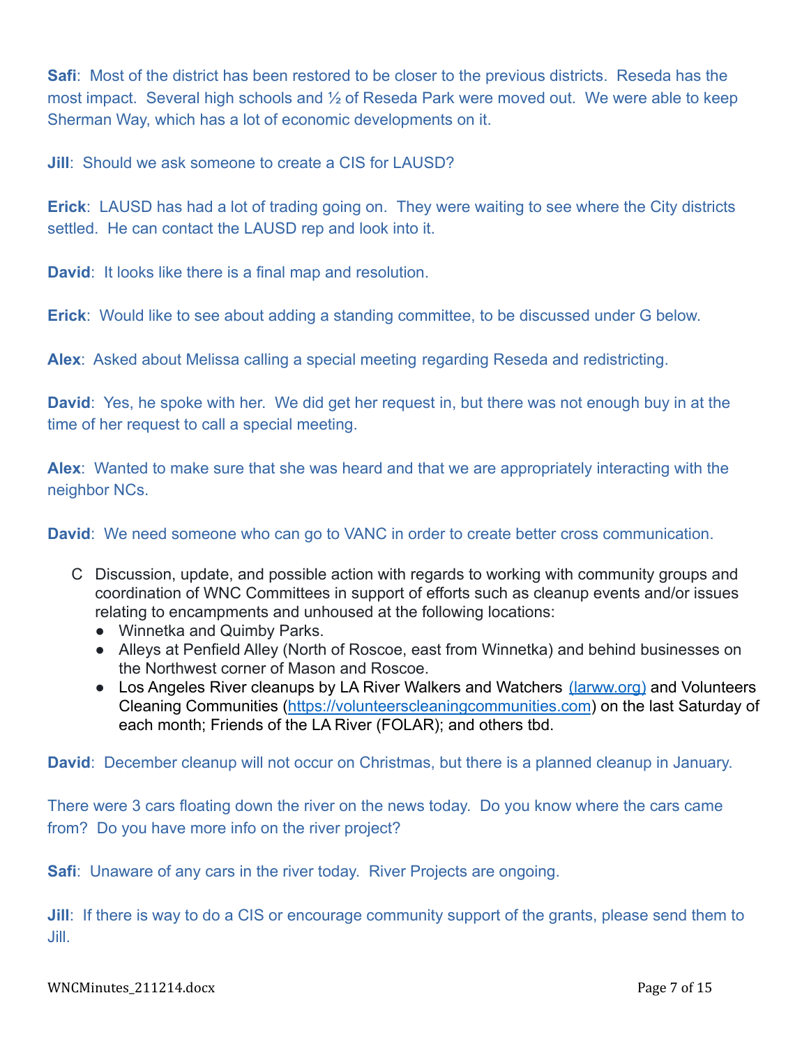**Safi**: Most of the district has been restored to be closer to the previous districts. Reseda has the most impact. Several high schools and ½ of Reseda Park were moved out. We were able to keep Sherman Way, which has a lot of economic developments on it.

**Jill**: Should we ask someone to create a CIS for LAUSD?

**Erick**: LAUSD has had a lot of trading going on. They were waiting to see where the City districts settled. He can contact the LAUSD rep and look into it.

**David**: It looks like there is a final map and resolution.

**Erick**: Would like to see about adding a standing committee, to be discussed under G below.

**Alex**: Asked about Melissa calling a special meeting regarding Reseda and redistricting.

**David**: Yes, he spoke with her. We did get her request in, but there was not enough buy in at the time of her request to call a special meeting.

**Alex**: Wanted to make sure that she was heard and that we are appropriately interacting with the neighbor NCs.

**David**: We need someone who can go to VANC in order to create better cross communication.

C Discussion, update, and possible action with regards to working with community groups and coordination of WNC Committees in support of efforts such as cleanup events and/or issues relating to encampments and unhoused at the following locations:

- Winnetka and Quimby Parks.
- Alleys at Penfield Alley (North of Roscoe, east from Winnetka) and behind businesses on the Northwest corner of Mason and Roscoe.
- Los Angeles River cleanups by LA River Walkers and Watchers (larww.org) and Volunteers Cleaning Communities (https://volunteerscleaningcommunities.com) on the last Saturday of each month; Friends of the LA River (FOLAR); and others tbd.

**David**: December cleanup will not occur on Christmas, but there is a planned cleanup in January.

There were 3 cars floating down the river on the news today. Do you know where the cars came from? Do you have more info on the river project?

**Safi**: Unaware of any cars in the river today. River Projects are ongoing.

**Jill**: If there is way to do a CIS or encourage community support of the grants, please send them to Jill.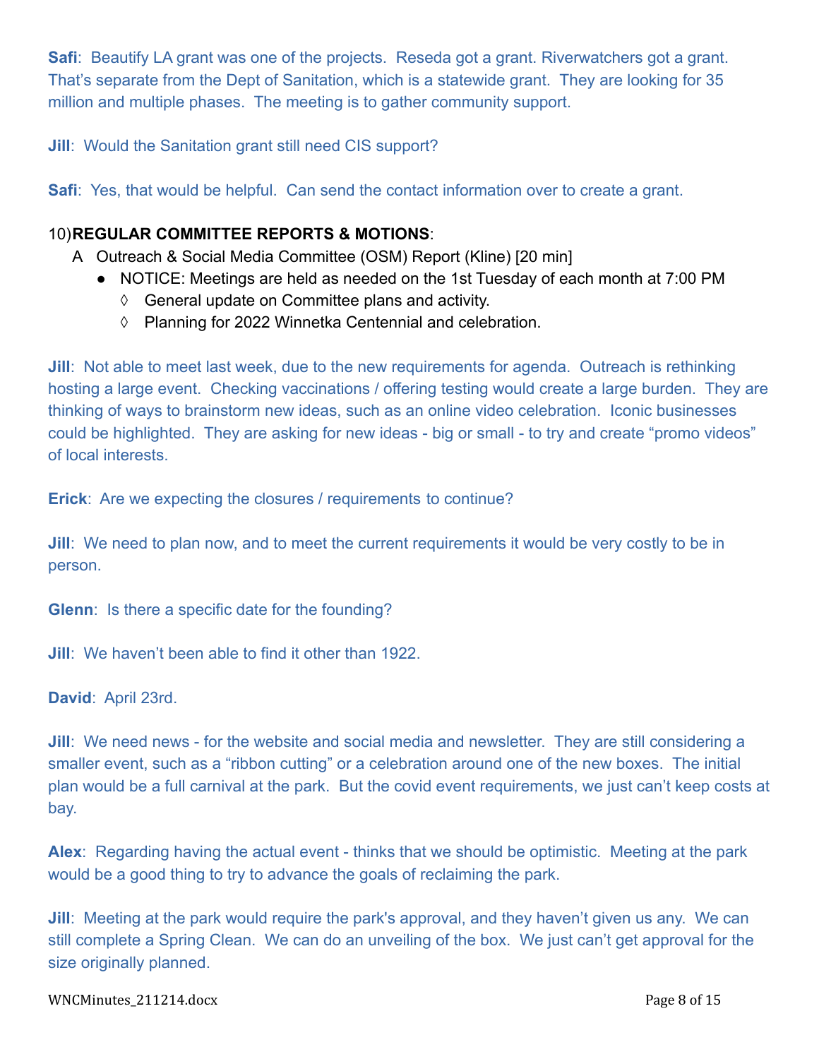**Safi**: Beautify LA grant was one of the projects. Reseda got a grant. Riverwatchers got a grant. That's separate from the Dept of Sanitation, which is a statewide grant. They are looking for 35 million and multiple phases. The meeting is to gather community support.

**Jill**: Would the Sanitation grant still need CIS support?

**Safi**: Yes, that would be helpful. Can send the contact information over to create a grant.

10) **REGULAR COMMITTEE REPORTS & MOTIONS**:

A Outreach & Social Media Committee (OSM) Report (Kline) [20 min]

- NOTICE: Meetings are held as needed on the 1st Tuesday of each month at 7:00 PM
  - ◊ General update on Committee plans and activity.
  - ◊ Planning for 2022 Winnetka Centennial and celebration.

**Jill**: Not able to meet last week, due to the new requirements for agenda. Outreach is rethinking hosting a large event. Checking vaccinations / offering testing would create a large burden. They are thinking of ways to brainstorm new ideas, such as an online video celebration. Iconic businesses could be highlighted. They are asking for new ideas - big or small - to try and create "promo videos" of local interests.

**Erick**: Are we expecting the closures / requirements to continue?

**Jill**: We need to plan now, and to meet the current requirements it would be very costly to be in person.

**Glenn**: Is there a specific date for the founding?

**Jill**: We haven't been able to find it other than 1922.

**David**: April 23rd.

**Jill**: We need news - for the website and social media and newsletter. They are still considering a smaller event, such as a "ribbon cutting" or a celebration around one of the new boxes. The initial plan would be a full carnival at the park. But the covid event requirements, we just can't keep costs at bay.

**Alex**: Regarding having the actual event - thinks that we should be optimistic. Meeting at the park would be a good thing to try to advance the goals of reclaiming the park.

**Jill**: Meeting at the park would require the park's approval, and they haven't given us any. We can still complete a Spring Clean. We can do an unveiling of the box. We just can't get approval for the size originally planned.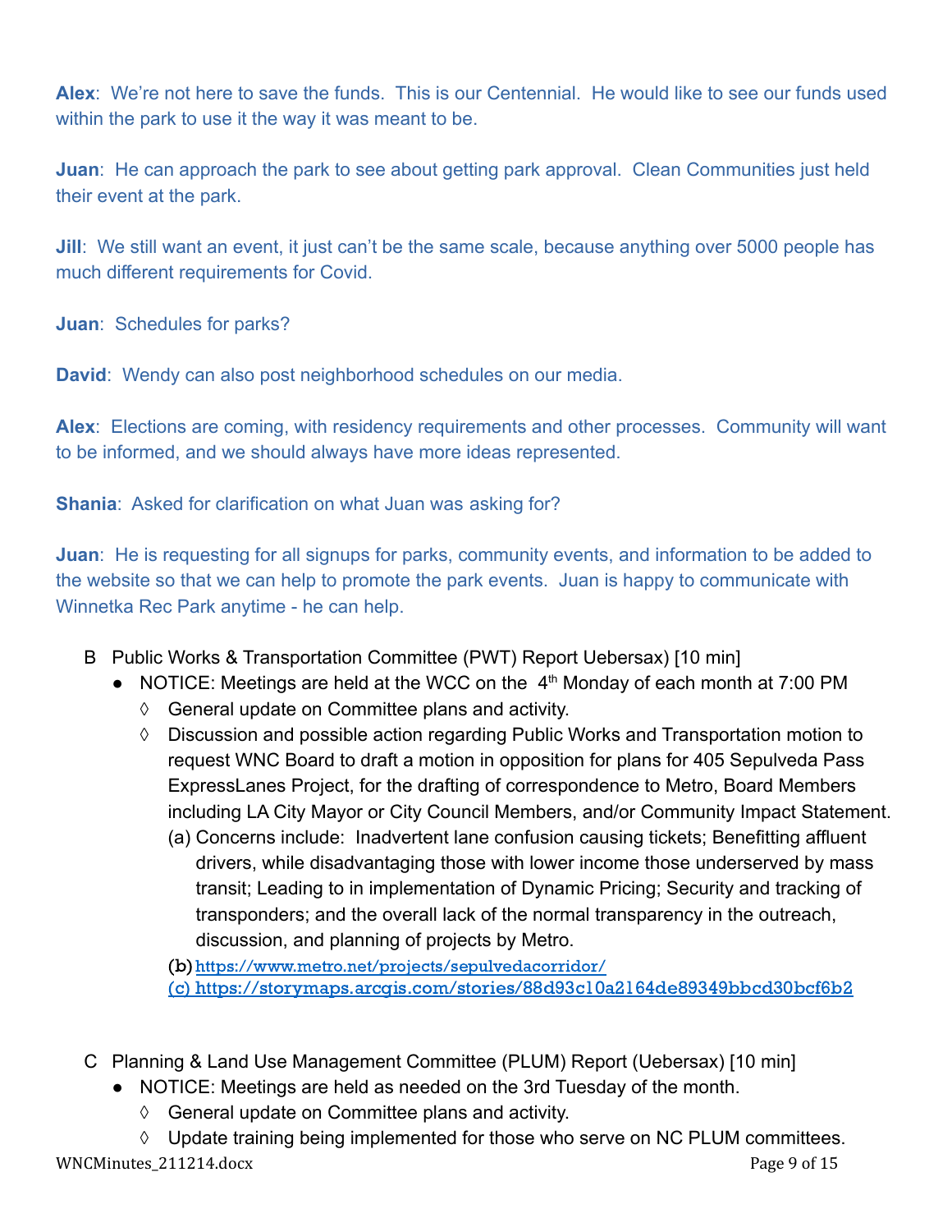**Alex**: We're not here to save the funds. This is our Centennial. He would like to see our funds used within the park to use it the way it was meant to be.

**Juan**: He can approach the park to see about getting park approval. Clean Communities just held their event at the park.

**Jill**: We still want an event, it just can't be the same scale, because anything over 5000 people has much different requirements for Covid.

**Juan**: Schedules for parks?

**David**: Wendy can also post neighborhood schedules on our media.

**Alex**: Elections are coming, with residency requirements and other processes. Community will want to be informed, and we should always have more ideas represented.

**Shania**: Asked for clarification on what Juan was asking for?

**Juan**: He is requesting for all signups for parks, community events, and information to be added to the website so that we can help to promote the park events. Juan is happy to communicate with Winnetka Rec Park anytime - he can help.

B Public Works & Transportation Committee (PWT) Report Uebersax) [10 min]

- NOTICE: Meetings are held at the WCC on the 4th Monday of each month at 7:00 PM
  - ◊ General update on Committee plans and activity.
  - ◊ Discussion and possible action regarding Public Works and Transportation motion to request WNC Board to draft a motion in opposition for plans for 405 Sepulveda Pass ExpressLanes Project, for the drafting of correspondence to Metro, Board Members including LA City Mayor or City Council Members, and/or Community Impact Statement.
    - (a) Concerns include: Inadvertent lane confusion causing tickets; Benefitting affluent drivers, while disadvantaging those with lower income those underserved by mass transit; Leading to in implementation of Dynamic Pricing; Security and tracking of transponders; and the overall lack of the normal transparency in the outreach, discussion, and planning of projects by Metro.
    - (b) https://www.metro.net/projects/sepulvedacorridor/
    - (c) https://storymaps.arcgis.com/stories/88d93c10a2164de89349bbcd30bcf6b2

C Planning & Land Use Management Committee (PLUM) Report (Uebersax) [10 min]

- NOTICE: Meetings are held as needed on the 3rd Tuesday of the month.
  - ◊ General update on Committee plans and activity.
  - ◊ Update training being implemented for those who serve on NC PLUM committees.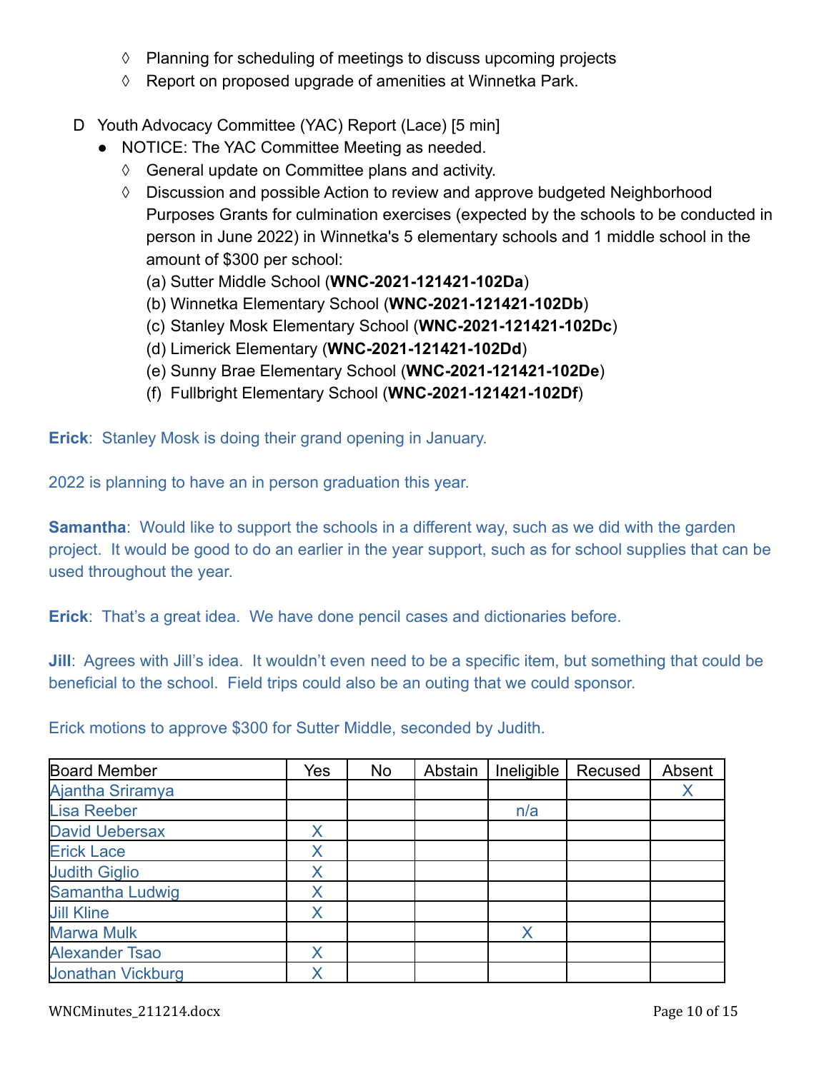- ◊ Planning for scheduling of meetings to discuss upcoming projects
- ◊ Report on proposed upgrade of amenities at Winnetka Park.

D Youth Advocacy Committee (YAC) Report (Lace) [5 min]

- NOTICE: The YAC Committee Meeting as needed.
  - ◊ General update on Committee plans and activity.
  - ◊ Discussion and possible Action to review and approve budgeted Neighborhood Purposes Grants for culmination exercises (expected by the schools to be conducted in person in June 2022) in Winnetka's 5 elementary schools and 1 middle school in the amount of $300 per school:
    - (a) Sutter Middle School (**WNC-2021-121421-102Da**)
    - (b) Winnetka Elementary School (**WNC-2021-121421-102Db**)
    - (c) Stanley Mosk Elementary School (**WNC-2021-121421-102Dc**)
    - (d) Limerick Elementary (**WNC-2021-121421-102Dd**)
    - (e) Sunny Brae Elementary School (**WNC-2021-121421-102De**)
    - (f) Fullbright Elementary School (**WNC-2021-121421-102Df**)

**Erick**: Stanley Mosk is doing their grand opening in January.

2022 is planning to have an in person graduation this year.

**Samantha**: Would like to support the schools in a different way, such as we did with the garden project. It would be good to do an earlier in the year support, such as for school supplies that can be used throughout the year.

**Erick**: That's a great idea. We have done pencil cases and dictionaries before.

**Jill**: Agrees with Jill's idea. It wouldn't even need to be a specific item, but something that could be beneficial to the school. Field trips could also be an outing that we could sponsor.

Erick motions to approve $300 for Sutter Middle, seconded by Judith.

| Board Member | Yes | No | Abstain | Ineligible | Recused | Absent |
|---|---|---|---|---|---|---|
| Ajantha Sriramya | | | | | | X |
| Lisa Reeber | | | | n/a | | |
| David Uebersax | X | | | | | |
| Erick Lace | X | | | | | |
| Judith Giglio | X | | | | | |
| Samantha Ludwig | X | | | | | |
| Jill Kline | X | | | | | |
| Marwa Mulk | | | | X | | |
| Alexander Tsao | X | | | | | |
| Jonathan Vickburg | X | | | | | |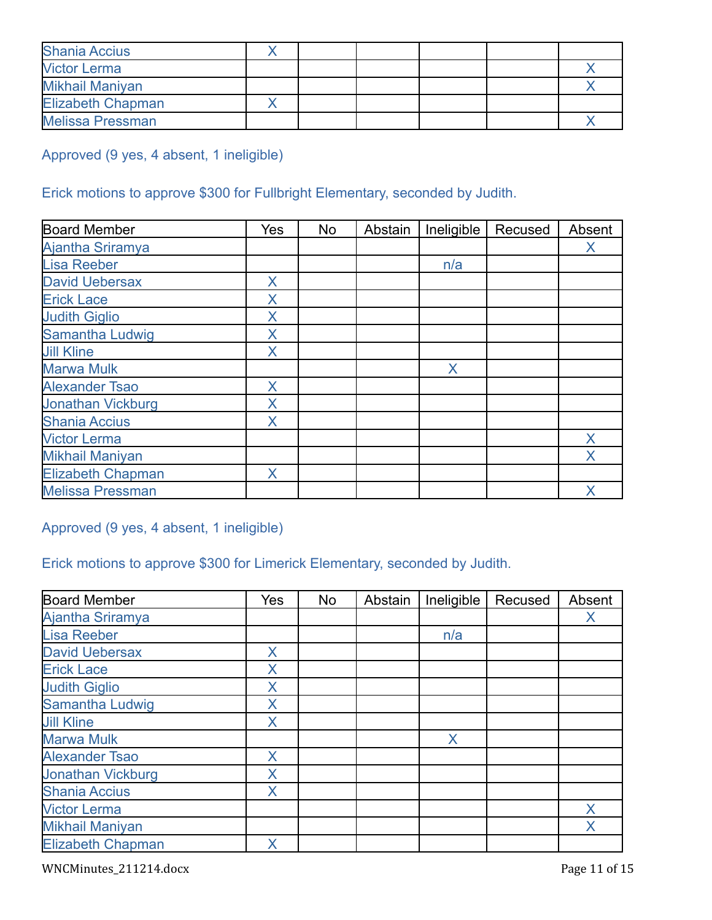| | | | | | | |
|---|---|---|---|---|---|---|
| Shania Accius | X | | | | | |
| Victor Lerma | | | | | | X |
| Mikhail Maniyan | | | | | | X |
| Elizabeth Chapman | X | | | | | |
| Melissa Pressman | | | | | | X |

Approved (9 yes, 4 absent, 1 ineligible)

Erick motions to approve $300 for Fullbright Elementary, seconded by Judith.

| Board Member | Yes | No | Abstain | Ineligible | Recused | Absent |
|---|---|---|---|---|---|---|
| Ajantha Sriramya | | | | | | X |
| Lisa Reeber | | | | n/a | | |
| David Uebersax | X | | | | | |
| Erick Lace | X | | | | | |
| Judith Giglio | X | | | | | |
| Samantha Ludwig | X | | | | | |
| Jill Kline | X | | | | | |
| Marwa Mulk | | | | X | | |
| Alexander Tsao | X | | | | | |
| Jonathan Vickburg | X | | | | | |
| Shania Accius | X | | | | | |
| Victor Lerma | | | | | | X |
| Mikhail Maniyan | | | | | | X |
| Elizabeth Chapman | X | | | | | |
| Melissa Pressman | | | | | | X |

Approved (9 yes, 4 absent, 1 ineligible)

Erick motions to approve $300 for Limerick Elementary, seconded by Judith.

| Board Member | Yes | No | Abstain | Ineligible | Recused | Absent |
|---|---|---|---|---|---|---|
| Ajantha Sriramya | | | | | | X |
| Lisa Reeber | | | | n/a | | |
| David Uebersax | X | | | | | |
| Erick Lace | X | | | | | |
| Judith Giglio | X | | | | | |
| Samantha Ludwig | X | | | | | |
| Jill Kline | X | | | | | |
| Marwa Mulk | | | | X | | |
| Alexander Tsao | X | | | | | |
| Jonathan Vickburg | X | | | | | |
| Shania Accius | X | | | | | |
| Victor Lerma | | | | | | X |
| Mikhail Maniyan | | | | | | X |
| Elizabeth Chapman | X | | | | | |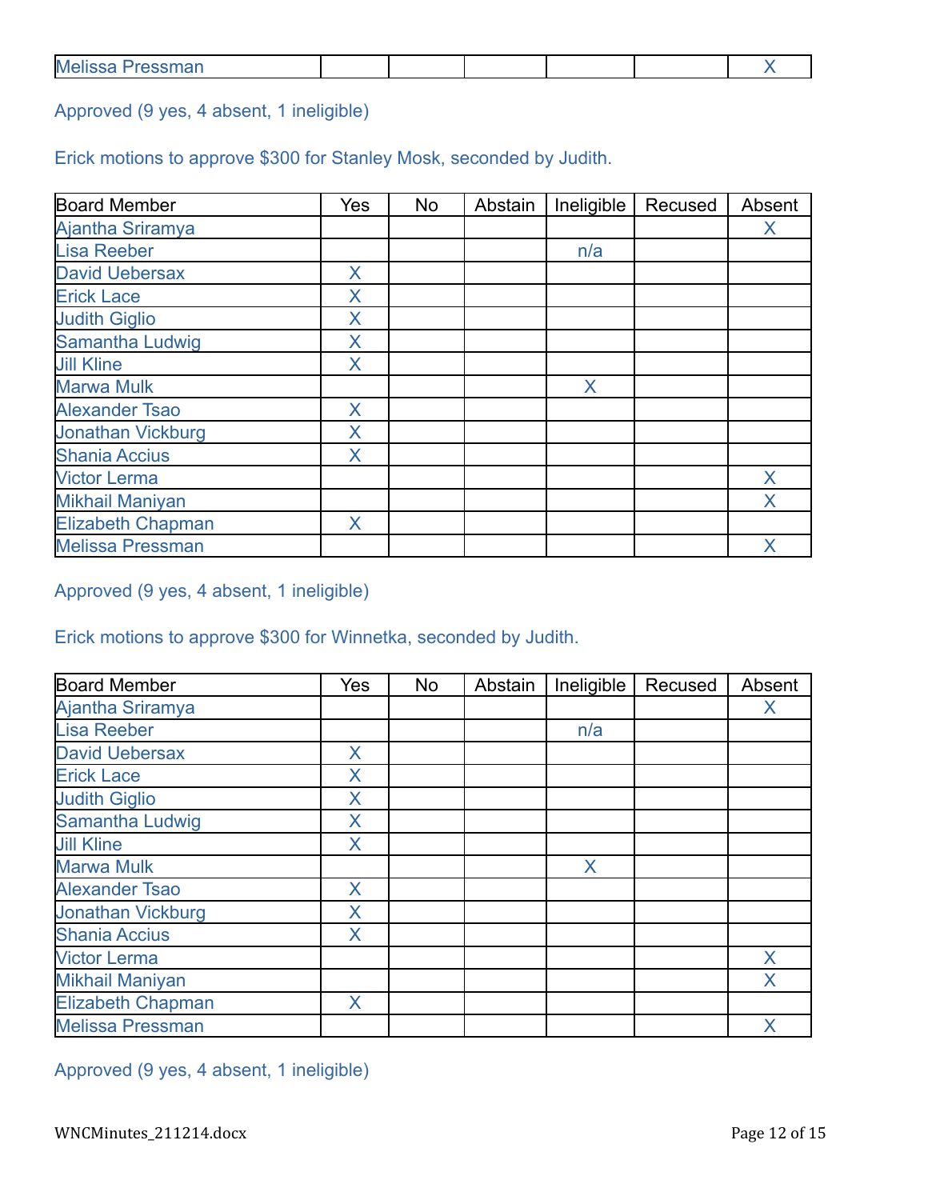| Melissa Pressman | | | | | | X |
|---|---|---|---|---|---|---|

Approved (9 yes, 4 absent, 1 ineligible)

Erick motions to approve $300 for Stanley Mosk, seconded by Judith.

| Board Member | Yes | No | Abstain | Ineligible | Recused | Absent |
|---|---|---|---|---|---|---|
| Ajantha Sriramya | | | | | | X |
| Lisa Reeber | | | | n/a | | |
| David Uebersax | X | | | | | |
| Erick Lace | X | | | | | |
| Judith Giglio | X | | | | | |
| Samantha Ludwig | X | | | | | |
| Jill Kline | X | | | | | |
| Marwa Mulk | | | | X | | |
| Alexander Tsao | X | | | | | |
| Jonathan Vickburg | X | | | | | |
| Shania Accius | X | | | | | |
| Victor Lerma | | | | | | X |
| Mikhail Maniyan | | | | | | X |
| Elizabeth Chapman | X | | | | | |
| Melissa Pressman | | | | | | X |

Approved (9 yes, 4 absent, 1 ineligible)

Erick motions to approve $300 for Winnetka, seconded by Judith.

| Board Member | Yes | No | Abstain | Ineligible | Recused | Absent |
|---|---|---|---|---|---|---|
| Ajantha Sriramya | | | | | | X |
| Lisa Reeber | | | | n/a | | |
| David Uebersax | X | | | | | |
| Erick Lace | X | | | | | |
| Judith Giglio | X | | | | | |
| Samantha Ludwig | X | | | | | |
| Jill Kline | X | | | | | |
| Marwa Mulk | | | | X | | |
| Alexander Tsao | X | | | | | |
| Jonathan Vickburg | X | | | | | |
| Shania Accius | X | | | | | |
| Victor Lerma | | | | | | X |
| Mikhail Maniyan | | | | | | X |
| Elizabeth Chapman | X | | | | | |
| Melissa Pressman | | | | | | X |

Approved (9 yes, 4 absent, 1 ineligible)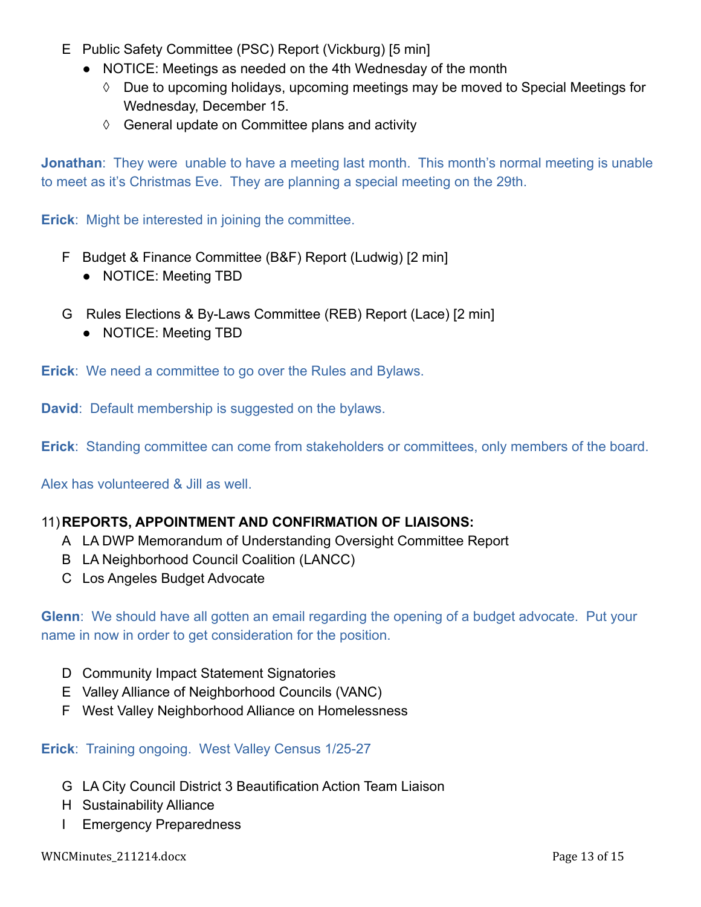E Public Safety Committee (PSC) Report (Vickburg) [5 min]

- NOTICE: Meetings as needed on the 4th Wednesday of the month
  - ◊ Due to upcoming holidays, upcoming meetings may be moved to Special Meetings for Wednesday, December 15.
  - ◊ General update on Committee plans and activity

**Jonathan**: They were unable to have a meeting last month. This month's normal meeting is unable to meet as it's Christmas Eve. They are planning a special meeting on the 29th.

**Erick**: Might be interested in joining the committee.

F Budget & Finance Committee (B&F) Report (Ludwig) [2 min]

- NOTICE: Meeting TBD

G Rules Elections & By-Laws Committee (REB) Report (Lace) [2 min]

- NOTICE: Meeting TBD

**Erick**: We need a committee to go over the Rules and Bylaws.

**David**: Default membership is suggested on the bylaws.

**Erick**: Standing committee can come from stakeholders or committees, only members of the board.

Alex has volunteered & Jill as well.

11) **REPORTS, APPOINTMENT AND CONFIRMATION OF LIAISONS:**

A LA DWP Memorandum of Understanding Oversight Committee Report
B LA Neighborhood Council Coalition (LANCC)
C Los Angeles Budget Advocate

**Glenn**: We should have all gotten an email regarding the opening of a budget advocate. Put your name in now in order to get consideration for the position.

D Community Impact Statement Signatories
E Valley Alliance of Neighborhood Councils (VANC)
F West Valley Neighborhood Alliance on Homelessness

**Erick**: Training ongoing. West Valley Census 1/25-27

G LA City Council District 3 Beautification Action Team Liaison
H Sustainability Alliance
I Emergency Preparedness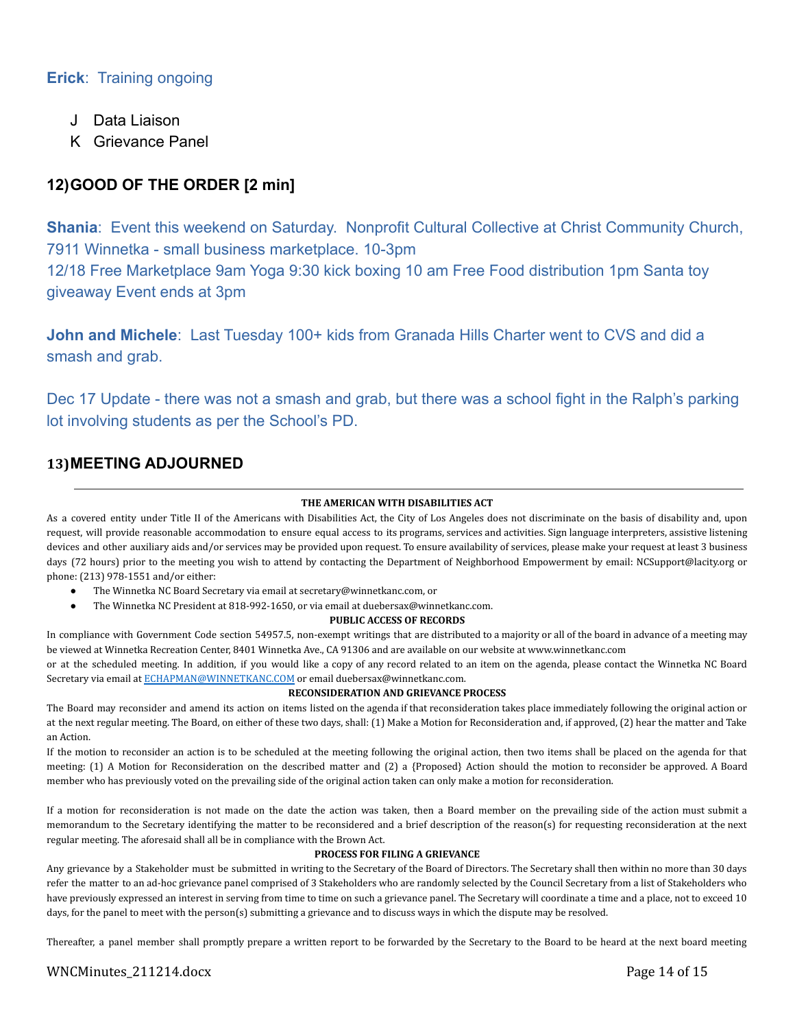**Erick**: Training ongoing

J Data Liaison

K Grievance Panel

## 12) GOOD OF THE ORDER [2 min]

**Shania**: Event this weekend on Saturday. Nonprofit Cultural Collective at Christ Community Church, 7911 Winnetka - small business marketplace. 10-3pm

12/18 Free Marketplace 9am Yoga 9:30 kick boxing 10 am Free Food distribution 1pm Santa toy giveaway Event ends at 3pm

**John and Michele**: Last Tuesday 100+ kids from Granada Hills Charter went to CVS and did a smash and grab.

Dec 17 Update - there was not a smash and grab, but there was a school fight in the Ralph's parking lot involving students as per the School's PD.

## 13) MEETING ADJOURNED

---

**THE AMERICAN WITH DISABILITIES ACT**

As a covered entity under Title II of the Americans with Disabilities Act, the City of Los Angeles does not discriminate on the basis of disability and, upon request, will provide reasonable accommodation to ensure equal access to its programs, services and activities. Sign language interpreters, assistive listening devices and other auxiliary aids and/or services may be provided upon request. To ensure availability of services, please make your request at least 3 business days (72 hours) prior to the meeting you wish to attend by contacting the Department of Neighborhood Empowerment by email: NCSupport@lacity.org or phone: (213) 978-1551 and/or either:

- The Winnetka NC Board Secretary via email at secretary@winnetkanc.com, or
- The Winnetka NC President at 818-992-1650, or via email at duebersax@winnetkanc.com.

**PUBLIC ACCESS OF RECORDS**

In compliance with Government Code section 54957.5, non-exempt writings that are distributed to a majority or all of the board in advance of a meeting may be viewed at Winnetka Recreation Center, 8401 Winnetka Ave., CA 91306 and are available on our website at www.winnetkanc.com or at the scheduled meeting. In addition, if you would like a copy of any record related to an item on the agenda, please contact the Winnetka NC Board Secretary via email at ECHAPMAN@WINNETKANC.COM or email duebersax@winnetkanc.com.

**RECONSIDERATION AND GRIEVANCE PROCESS**

The Board may reconsider and amend its action on items listed on the agenda if that reconsideration takes place immediately following the original action or at the next regular meeting. The Board, on either of these two days, shall: (1) Make a Motion for Reconsideration and, if approved, (2) hear the matter and Take an Action.

If the motion to reconsider an action is to be scheduled at the meeting following the original action, then two items shall be placed on the agenda for that meeting: (1) A Motion for Reconsideration on the described matter and (2) a {Proposed} Action should the motion to reconsider be approved. A Board member who has previously voted on the prevailing side of the original action taken can only make a motion for reconsideration.

If a motion for reconsideration is not made on the date the action was taken, then a Board member on the prevailing side of the action must submit a memorandum to the Secretary identifying the matter to be reconsidered and a brief description of the reason(s) for requesting reconsideration at the next regular meeting. The aforesaid shall all be in compliance with the Brown Act.

**PROCESS FOR FILING A GRIEVANCE**

Any grievance by a Stakeholder must be submitted in writing to the Secretary of the Board of Directors. The Secretary shall then within no more than 30 days refer the matter to an ad-hoc grievance panel comprised of 3 Stakeholders who are randomly selected by the Council Secretary from a list of Stakeholders who have previously expressed an interest in serving from time to time on such a grievance panel. The Secretary will coordinate a time and a place, not to exceed 10 days, for the panel to meet with the person(s) submitting a grievance and to discuss ways in which the dispute may be resolved.

Thereafter, a panel member shall promptly prepare a written report to be forwarded by the Secretary to the Board to be heard at the next board meeting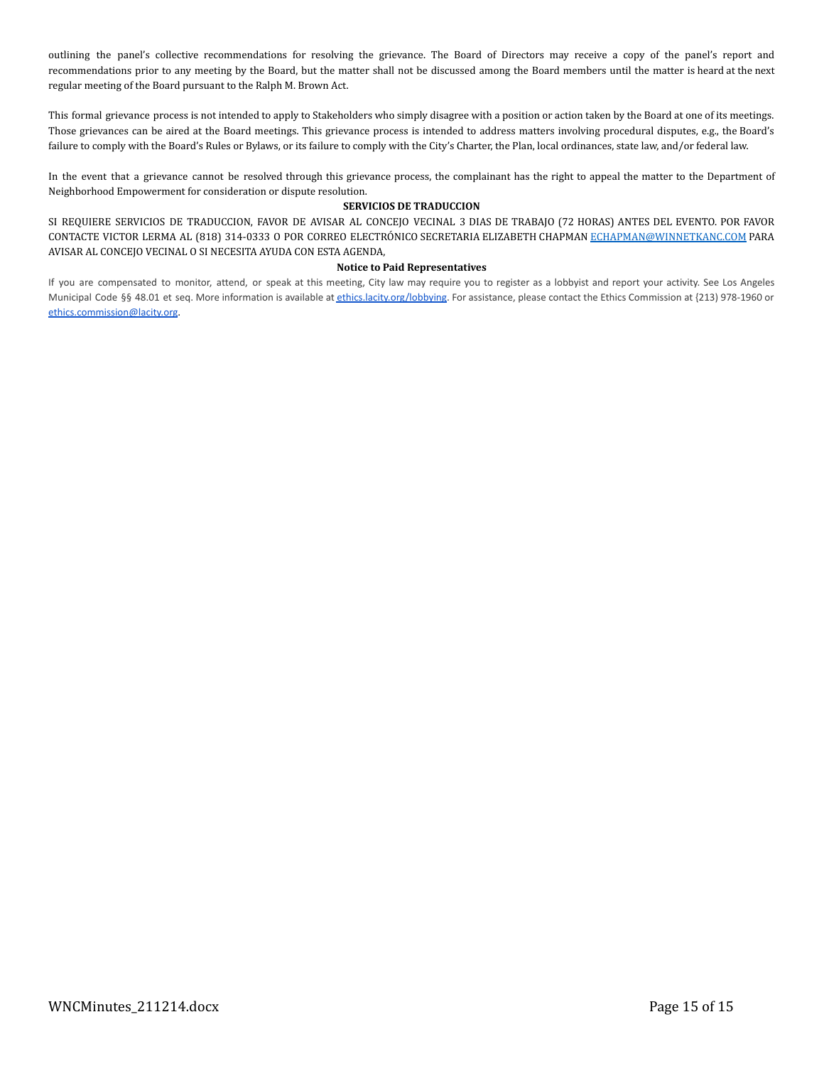outlining the panel's collective recommendations for resolving the grievance. The Board of Directors may receive a copy of the panel's report and recommendations prior to any meeting by the Board, but the matter shall not be discussed among the Board members until the matter is heard at the next regular meeting of the Board pursuant to the Ralph M. Brown Act.

This formal grievance process is not intended to apply to Stakeholders who simply disagree with a position or action taken by the Board at one of its meetings. Those grievances can be aired at the Board meetings. This grievance process is intended to address matters involving procedural disputes, e.g., the Board's failure to comply with the Board's Rules or Bylaws, or its failure to comply with the City's Charter, the Plan, local ordinances, state law, and/or federal law.

In the event that a grievance cannot be resolved through this grievance process, the complainant has the right to appeal the matter to the Department of Neighborhood Empowerment for consideration or dispute resolution.

**SERVICIOS DE TRADUCCION**

SI REQUIERE SERVICIOS DE TRADUCCION, FAVOR DE AVISAR AL CONCEJO VECINAL 3 DIAS DE TRABAJO (72 HORAS) ANTES DEL EVENTO. POR FAVOR CONTACTE VICTOR LERMA AL (818) 314-0333 O POR CORREO ELECTRÓNICO SECRETARIA ELIZABETH CHAPMAN ECHAPMAN@WINNETKANC.COM PARA AVISAR AL CONCEJO VECINAL O SI NECESITA AYUDA CON ESTA AGENDA,

**Notice to Paid Representatives**

If you are compensated to monitor, attend, or speak at this meeting, City law may require you to register as a lobbyist and report your activity. See Los Angeles Municipal Code §§ 48.01 et seq. More information is available at ethics.lacity.org/lobbying. For assistance, please contact the Ethics Commission at (213) 978-1960 or ethics.commission@lacity.org.